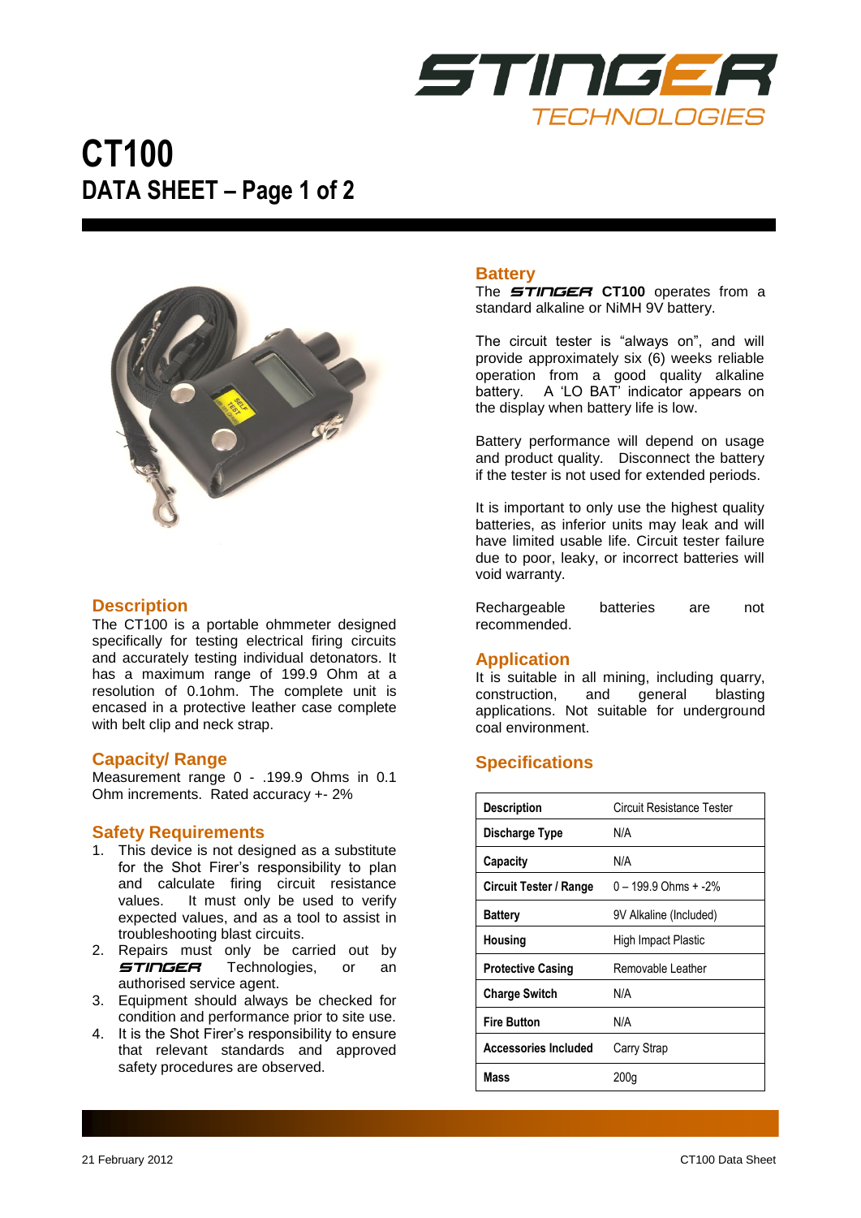STINGER TECHNOLOGIES

# CT100

## DATA SHEET – Page 1 of 2

### Description

The CT100 is a portable ohmmeter designed specifically for testing electrical firing circuits and accurately testing individual detonators. It has a maximum range of 199.9 Ohm at a resolution of 0.1ohm. The complete unit is encased in a protective leather case complete with belt clip and neck strap.

### Capacity/ Range

Measurement range 0 - .199.9 Ohms in 0.1 Ohm increments. Rated accuracy +- 2%

### Safety Requirements

1. This device is not designed as a substitute for the Shot Firer's responsibility to plan and calculate firing circuit resistance values. It must only be used to verify expected values, and as a tool to assist in troubleshooting blast circuits.
2. Repairs must only be carried out by STINGER Technologies, or an authorised service agent.
3. Equipment should always be checked for condition and performance prior to site use.
4. It is the Shot Firer's responsibility to ensure that relevant standards and approved safety procedures are observed.

### Battery

The STINGER **CT100** operates from a standard alkaline or NiMH 9V battery.

The circuit tester is "always on", and will provide approximately six (6) weeks reliable operation from a good quality alkaline battery. A 'LO BAT' indicator appears on the display when battery life is low.

Battery performance will depend on usage and product quality. Disconnect the battery if the tester is not used for extended periods.

It is important to only use the highest quality batteries, as inferior units may leak and will have limited usable life. Circuit tester failure due to poor, leaky, or incorrect batteries will void warranty.

Rechargeable batteries are not recommended.

### Application

It is suitable in all mining, including quarry, construction, and general blasting applications. Not suitable for underground coal environment.

### Specifications

| | |
|---|---|
| **Description** | Circuit Resistance Tester |
| **Discharge Type** | N/A |
| **Capacity** | N/A |
| **Circuit Tester / Range** | 0 – 199.9 Ohms + -2% |
| **Battery** | 9V Alkaline (Included) |
| **Housing** | High Impact Plastic |
| **Protective Casing** | Removable Leather |
| **Charge Switch** | N/A |
| **Fire Button** | N/A |
| **Accessories Included** | Carry Strap |
| **Mass** | 200g |

21 February 2012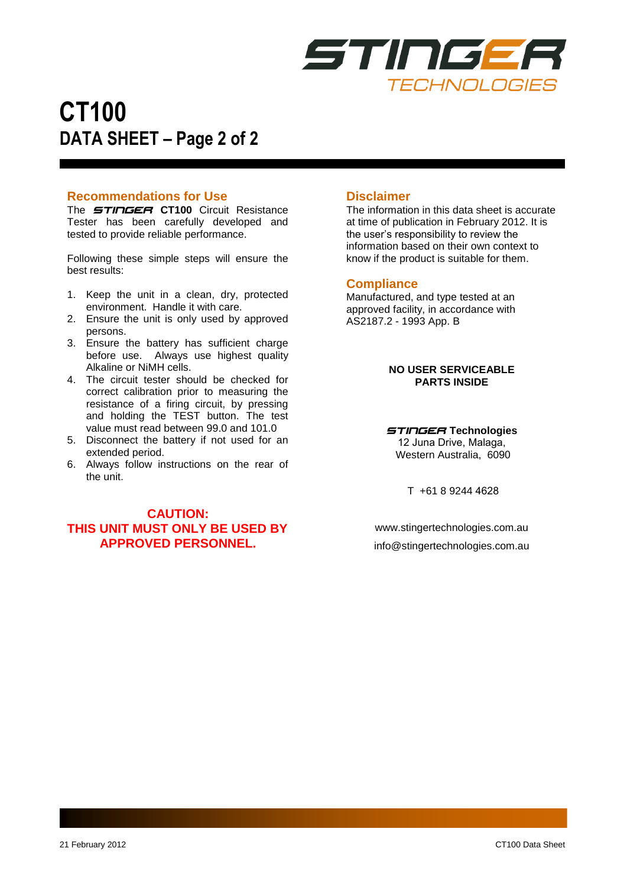STINGER TECHNOLOGIES

# CT100
## DATA SHEET – Page 2 of 2

### Recommendations for Use

The STINGER **CT100** Circuit Resistance Tester has been carefully developed and tested to provide reliable performance.

Following these simple steps will ensure the best results:

1. Keep the unit in a clean, dry, protected environment. Handle it with care.
2. Ensure the unit is only used by approved persons.
3. Ensure the battery has sufficient charge before use. Always use highest quality Alkaline or NiMH cells.
4. The circuit tester should be checked for correct calibration prior to measuring the resistance of a firing circuit, by pressing and holding the TEST button. The test value must read between 99.0 and 101.0
5. Disconnect the battery if not used for an extended period.
6. Always follow instructions on the rear of the unit.

**CAUTION:**
**THIS UNIT MUST ONLY BE USED BY APPROVED PERSONNEL.**

### Disclaimer

The information in this data sheet is accurate at time of publication in February 2012. It is the user's responsibility to review the information based on their own context to know if the product is suitable for them.

### Compliance

Manufactured, and type tested at an approved facility, in accordance with AS2187.2 - 1993 App. B

**NO USER SERVICEABLE PARTS INSIDE**

**STINGER Technologies**
12 Juna Drive, Malaga,
Western Australia, 6090

T +61 8 9244 4628

www.stingertechnologies.com.au
info@stingertechnologies.com.au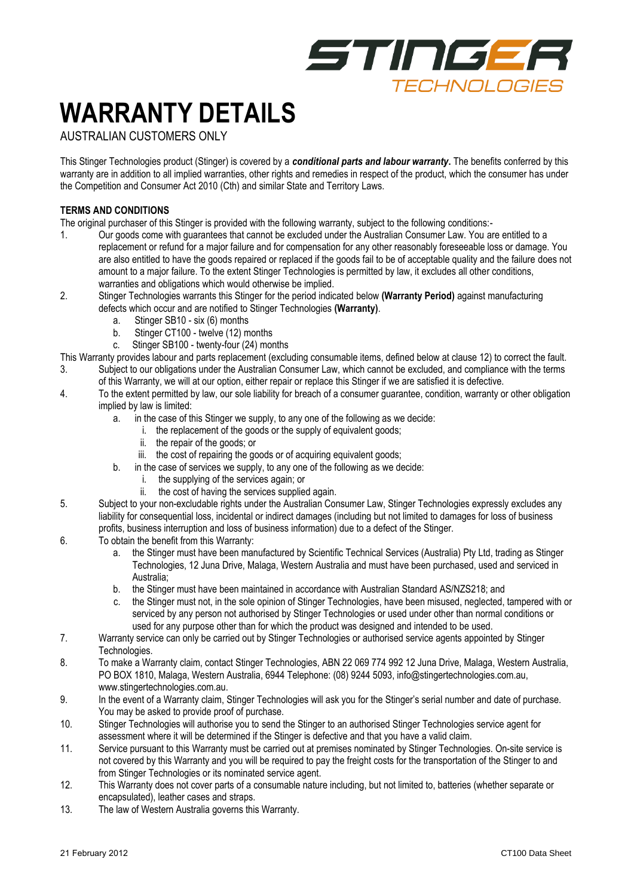# WARRANTY DETAILS

AUSTRALIAN CUSTOMERS ONLY

This Stinger Technologies product (Stinger) is covered by a ***conditional parts and labour warranty*****.** The benefits conferred by this warranty are in addition to all implied warranties, other rights and remedies in respect of the product, which the consumer has under the Competition and Consumer Act 2010 (Cth) and similar State and Territory Laws.

**TERMS AND CONDITIONS**

The original purchaser of this Stinger is provided with the following warranty, subject to the following conditions:-

1. Our goods come with guarantees that cannot be excluded under the Australian Consumer Law. You are entitled to a replacement or refund for a major failure and for compensation for any other reasonably foreseeable loss or damage. You are also entitled to have the goods repaired or replaced if the goods fail to be of acceptable quality and the failure does not amount to a major failure. To the extent Stinger Technologies is permitted by law, it excludes all other conditions, warranties and obligations which would otherwise be implied.
2. Stinger Technologies warrants this Stinger for the period indicated below **(Warranty Period)** against manufacturing defects which occur and are notified to Stinger Technologies **(Warranty)**.
   a. Stinger SB10 - six (6) months
   b. Stinger CT100 - twelve (12) months
   c. Stinger SB100 - twenty-four (24) months

This Warranty provides labour and parts replacement (excluding consumable items, defined below at clause 12) to correct the fault.

3. Subject to our obligations under the Australian Consumer Law, which cannot be excluded, and compliance with the terms of this Warranty, we will at our option, either repair or replace this Stinger if we are satisfied it is defective.
4. To the extent permitted by law, our sole liability for breach of a consumer guarantee, condition, warranty or other obligation implied by law is limited:
   a. in the case of this Stinger we supply, to any one of the following as we decide:
      i. the replacement of the goods or the supply of equivalent goods;
      ii. the repair of the goods; or
      iii. the cost of repairing the goods or of acquiring equivalent goods;
   b. in the case of services we supply, to any one of the following as we decide:
      i. the supplying of the services again; or
      ii. the cost of having the services supplied again.
5. Subject to your non-excludable rights under the Australian Consumer Law, Stinger Technologies expressly excludes any liability for consequential loss, incidental or indirect damages (including but not limited to damages for loss of business profits, business interruption and loss of business information) due to a defect of the Stinger.
6. To obtain the benefit from this Warranty:
   a. the Stinger must have been manufactured by Scientific Technical Services (Australia) Pty Ltd, trading as Stinger Technologies, 12 Juna Drive, Malaga, Western Australia and must have been purchased, used and serviced in Australia;
   b. the Stinger must have been maintained in accordance with Australian Standard AS/NZS218; and
   c. the Stinger must not, in the sole opinion of Stinger Technologies, have been misused, neglected, tampered with or serviced by any person not authorised by Stinger Technologies or used under other than normal conditions or used for any purpose other than for which the product was designed and intended to be used.
7. Warranty service can only be carried out by Stinger Technologies or authorised service agents appointed by Stinger Technologies.
8. To make a Warranty claim, contact Stinger Technologies, ABN 22 069 774 992 12 Juna Drive, Malaga, Western Australia, PO BOX 1810, Malaga, Western Australia, 6944 Telephone: (08) 9244 5093, info@stingertechnologies.com.au, www.stingertechnologies.com.au.
9. In the event of a Warranty claim, Stinger Technologies will ask you for the Stinger's serial number and date of purchase. You may be asked to provide proof of purchase.
10. Stinger Technologies will authorise you to send the Stinger to an authorised Stinger Technologies service agent for assessment where it will be determined if the Stinger is defective and that you have a valid claim.
11. Service pursuant to this Warranty must be carried out at premises nominated by Stinger Technologies. On-site service is not covered by this Warranty and you will be required to pay the freight costs for the transportation of the Stinger to and from Stinger Technologies or its nominated service agent.
12. This Warranty does not cover parts of a consumable nature including, but not limited to, batteries (whether separate or encapsulated), leather cases and straps.
13. The law of Western Australia governs this Warranty.